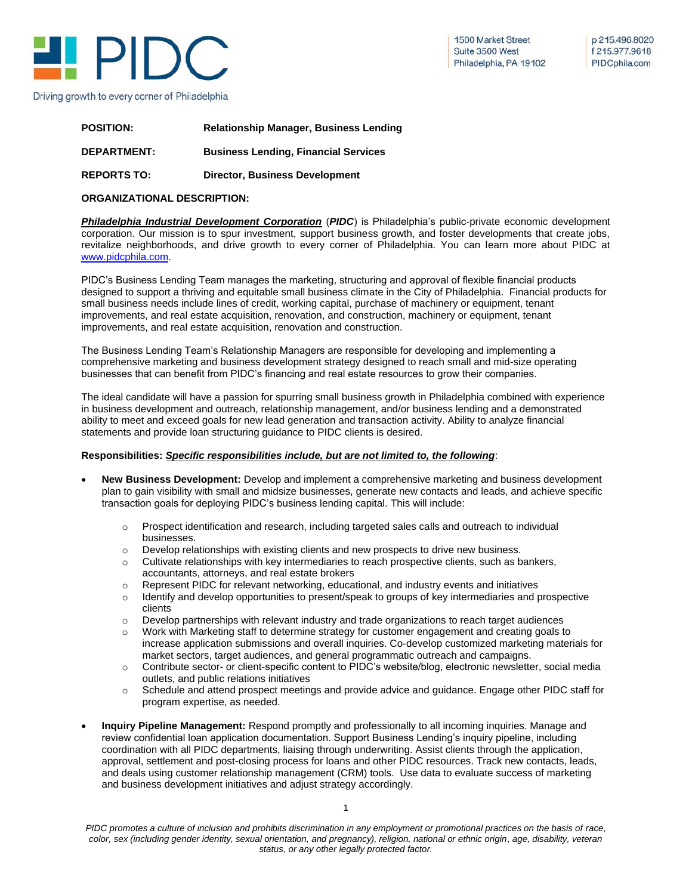# PIDC

Driving growth to every corner of Philadelphia

1500 Market Street
Suite 3500 West
Philadelphia, PA 19102

p 215.496.8020
f 215.977.9618
PIDCphila.com

**POSITION:** **Relationship Manager, Business Lending**

**DEPARTMENT:** **Business Lending, Financial Services**

**REPORTS TO:** **Director, Business Development**

**ORGANIZATIONAL DESCRIPTION:**

***Philadelphia Industrial Development Corporation*** (***PIDC***) is Philadelphia's public-private economic development corporation. Our mission is to spur investment, support business growth, and foster developments that create jobs, revitalize neighborhoods, and drive growth to every corner of Philadelphia. You can learn more about PIDC at www.pidcphila.com.

PIDC's Business Lending Team manages the marketing, structuring and approval of flexible financial products designed to support a thriving and equitable small business climate in the City of Philadelphia. Financial products for small business needs include lines of credit, working capital, purchase of machinery or equipment, tenant improvements, and real estate acquisition, renovation, and construction, machinery or equipment, tenant improvements, and real estate acquisition, renovation and construction.

The Business Lending Team's Relationship Managers are responsible for developing and implementing a comprehensive marketing and business development strategy designed to reach small and mid-size operating businesses that can benefit from PIDC's financing and real estate resources to grow their companies.

The ideal candidate will have a passion for spurring small business growth in Philadelphia combined with experience in business development and outreach, relationship management, and/or business lending and a demonstrated ability to meet and exceed goals for new lead generation and transaction activity. Ability to analyze financial statements and provide loan structuring guidance to PIDC clients is desired.

**Responsibilities: *Specific responsibilities include, but are not limited to, the following*:**

- **New Business Development:** Develop and implement a comprehensive marketing and business development plan to gain visibility with small and midsize businesses, generate new contacts and leads, and achieve specific transaction goals for deploying PIDC's business lending capital. This will include:
  - Prospect identification and research, including targeted sales calls and outreach to individual businesses.
  - Develop relationships with existing clients and new prospects to drive new business.
  - Cultivate relationships with key intermediaries to reach prospective clients, such as bankers, accountants, attorneys, and real estate brokers
  - Represent PIDC for relevant networking, educational, and industry events and initiatives
  - Identify and develop opportunities to present/speak to groups of key intermediaries and prospective clients
  - Develop partnerships with relevant industry and trade organizations to reach target audiences
  - Work with Marketing staff to determine strategy for customer engagement and creating goals to increase application submissions and overall inquiries. Co-develop customized marketing materials for market sectors, target audiences, and general programmatic outreach and campaigns.
  - Contribute sector- or client-specific content to PIDC's website/blog, electronic newsletter, social media outlets, and public relations initiatives
  - Schedule and attend prospect meetings and provide advice and guidance. Engage other PIDC staff for program expertise, as needed.

- **Inquiry Pipeline Management:** Respond promptly and professionally to all incoming inquiries. Manage and review confidential loan application documentation. Support Business Lending's inquiry pipeline, including coordination with all PIDC departments, liaising through underwriting. Assist clients through the application, approval, settlement and post-closing process for loans and other PIDC resources. Track new contacts, leads, and deals using customer relationship management (CRM) tools. Use data to evaluate success of marketing and business development initiatives and adjust strategy accordingly.

*PIDC promotes a culture of inclusion and prohibits discrimination in any employment or promotional practices on the basis of race, color, sex (including gender identity, sexual orientation, and pregnancy), religion, national or ethnic origin, age, disability, veteran status, or any other legally protected factor.*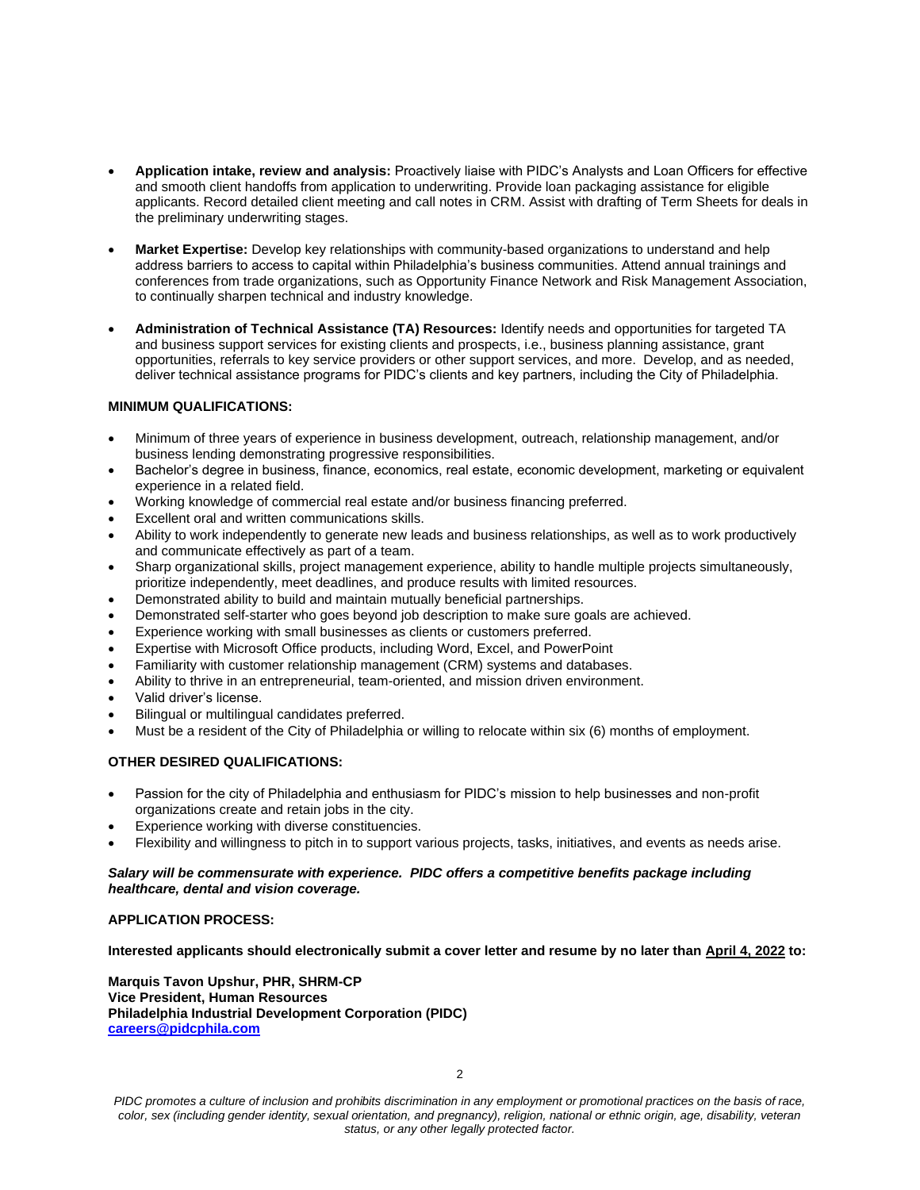- **Application intake, review and analysis:** Proactively liaise with PIDC's Analysts and Loan Officers for effective and smooth client handoffs from application to underwriting. Provide loan packaging assistance for eligible applicants. Record detailed client meeting and call notes in CRM. Assist with drafting of Term Sheets for deals in the preliminary underwriting stages.

- **Market Expertise:** Develop key relationships with community-based organizations to understand and help address barriers to access to capital within Philadelphia's business communities. Attend annual trainings and conferences from trade organizations, such as Opportunity Finance Network and Risk Management Association, to continually sharpen technical and industry knowledge.

- **Administration of Technical Assistance (TA) Resources:** Identify needs and opportunities for targeted TA and business support services for existing clients and prospects, i.e., business planning assistance, grant opportunities, referrals to key service providers or other support services, and more. Develop, and as needed, deliver technical assistance programs for PIDC's clients and key partners, including the City of Philadelphia.

**MINIMUM QUALIFICATIONS:**

- Minimum of three years of experience in business development, outreach, relationship management, and/or business lending demonstrating progressive responsibilities.
- Bachelor's degree in business, finance, economics, real estate, economic development, marketing or equivalent experience in a related field.
- Working knowledge of commercial real estate and/or business financing preferred.
- Excellent oral and written communications skills.
- Ability to work independently to generate new leads and business relationships, as well as to work productively and communicate effectively as part of a team.
- Sharp organizational skills, project management experience, ability to handle multiple projects simultaneously, prioritize independently, meet deadlines, and produce results with limited resources.
- Demonstrated ability to build and maintain mutually beneficial partnerships.
- Demonstrated self-starter who goes beyond job description to make sure goals are achieved.
- Experience working with small businesses as clients or customers preferred.
- Expertise with Microsoft Office products, including Word, Excel, and PowerPoint
- Familiarity with customer relationship management (CRM) systems and databases.
- Ability to thrive in an entrepreneurial, team-oriented, and mission driven environment.
- Valid driver's license.
- Bilingual or multilingual candidates preferred.
- Must be a resident of the City of Philadelphia or willing to relocate within six (6) months of employment.

**OTHER DESIRED QUALIFICATIONS:**

- Passion for the city of Philadelphia and enthusiasm for PIDC's mission to help businesses and non-profit organizations create and retain jobs in the city.
- Experience working with diverse constituencies.
- Flexibility and willingness to pitch in to support various projects, tasks, initiatives, and events as needs arise.

***Salary will be commensurate with experience. PIDC offers a competitive benefits package including healthcare, dental and vision coverage.***

**APPLICATION PROCESS:**

**Interested applicants should electronically submit a cover letter and resume by no later than April 4, 2022 to:**

**Marquis Tavon Upshur, PHR, SHRM-CP**
**Vice President, Human Resources**
**Philadelphia Industrial Development Corporation (PIDC)**
**careers@pidcphila.com**

*PIDC promotes a culture of inclusion and prohibits discrimination in any employment or promotional practices on the basis of race, color, sex (including gender identity, sexual orientation, and pregnancy), religion, national or ethnic origin, age, disability, veteran status, or any other legally protected factor.*